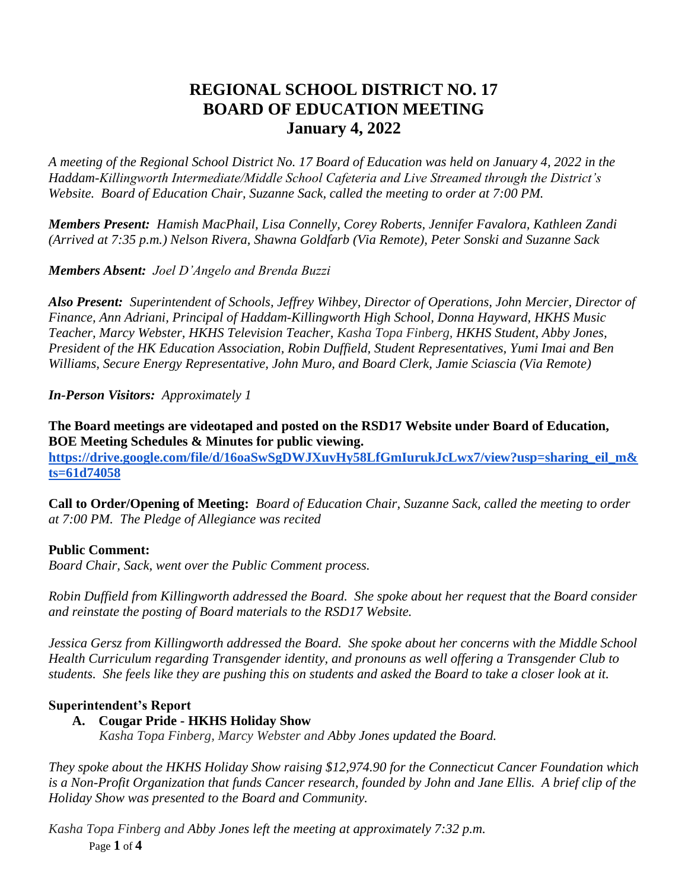# REGIONAL SCHOOL DISTRICT NO. 17
# BOARD OF EDUCATION MEETING
# January 4, 2022

*A meeting of the Regional School District No. 17 Board of Education was held on January 4, 2022 in the Haddam-Killingworth Intermediate/Middle School Cafeteria and Live Streamed through the District's Website. Board of Education Chair, Suzanne Sack, called the meeting to order at 7:00 PM.*

***Members Present:*** *Hamish MacPhail, Lisa Connelly, Corey Roberts, Jennifer Favalora, Kathleen Zandi (Arrived at 7:35 p.m.) Nelson Rivera, Shawna Goldfarb (Via Remote), Peter Sonski and Suzanne Sack*

***Members Absent:*** *Joel D'Angelo and Brenda Buzzi*

***Also Present:*** *Superintendent of Schools, Jeffrey Wihbey, Director of Operations, John Mercier, Director of Finance, Ann Adriani, Principal of Haddam-Killingworth High School, Donna Hayward, HKHS Music Teacher, Marcy Webster, HKHS Television Teacher, Kasha Topa Finberg, HKHS Student, Abby Jones, President of the HK Education Association, Robin Duffield, Student Representatives, Yumi Imai and Ben Williams, Secure Energy Representative, John Muro, and Board Clerk, Jamie Sciascia (Via Remote)*

***In-Person Visitors:*** *Approximately 1*

**The Board meetings are videotaped and posted on the RSD17 Website under Board of Education, BOE Meeting Schedules & Minutes for public viewing.**
**https://drive.google.com/file/d/16oaSwSgDWJXuvHy58LfGmIurukJcLwx7/view?usp=sharing_eil_m&ts=61d74058**

**Call to Order/Opening of Meeting:** *Board of Education Chair, Suzanne Sack, called the meeting to order at 7:00 PM. The Pledge of Allegiance was recited*

**Public Comment:**
*Board Chair, Sack, went over the Public Comment process.*

*Robin Duffield from Killingworth addressed the Board. She spoke about her request that the Board consider and reinstate the posting of Board materials to the RSD17 Website.*

*Jessica Gersz from Killingworth addressed the Board. She spoke about her concerns with the Middle School Health Curriculum regarding Transgender identity, and pronouns as well offering a Transgender Club to students. She feels like they are pushing this on students and asked the Board to take a closer look at it.*

**Superintendent's Report**

**A. Cougar Pride - HKHS Holiday Show**
*Kasha Topa Finberg, Marcy Webster and Abby Jones updated the Board.*

*They spoke about the HKHS Holiday Show raising $12,974.90 for the Connecticut Cancer Foundation which is a Non-Profit Organization that funds Cancer research, founded by John and Jane Ellis. A brief clip of the Holiday Show was presented to the Board and Community.*

*Kasha Topa Finberg and Abby Jones left the meeting at approximately 7:32 p.m.*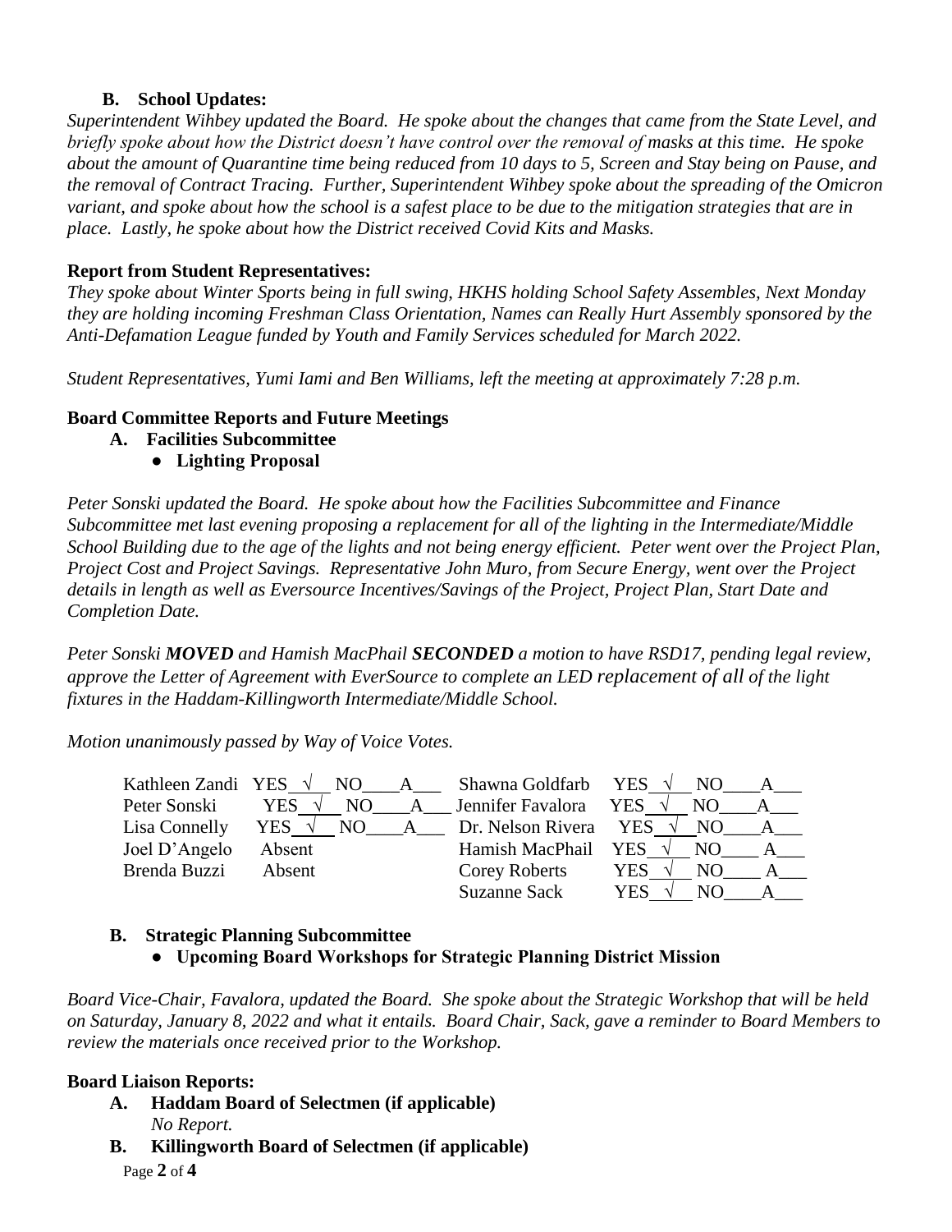### B. School Updates:

*Superintendent Wihbey updated the Board. He spoke about the changes that came from the State Level, and briefly spoke about how the District doesn't have control over the removal of masks at this time. He spoke about the amount of Quarantine time being reduced from 10 days to 5, Screen and Stay being on Pause, and the removal of Contract Tracing. Further, Superintendent Wihbey spoke about the spreading of the Omicron variant, and spoke about how the school is a safest place to be due to the mitigation strategies that are in place. Lastly, he spoke about how the District received Covid Kits and Masks.*

**Report from Student Representatives:**

*They spoke about Winter Sports being in full swing, HKHS holding School Safety Assembles, Next Monday they are holding incoming Freshman Class Orientation, Names can Really Hurt Assembly sponsored by the Anti-Defamation League funded by Youth and Family Services scheduled for March 2022.*

*Student Representatives, Yumi Iami and Ben Williams, left the meeting at approximately 7:28 p.m.*

**Board Committee Reports and Future Meetings**

- **A. Facilities Subcommittee**
  - **Lighting Proposal**

*Peter Sonski updated the Board. He spoke about how the Facilities Subcommittee and Finance Subcommittee met last evening proposing a replacement for all of the lighting in the Intermediate/Middle School Building due to the age of the lights and not being energy efficient. Peter went over the Project Plan, Project Cost and Project Savings. Representative John Muro, from Secure Energy, went over the Project details in length as well as Eversource Incentives/Savings of the Project, Project Plan, Start Date and Completion Date.*

*Peter Sonski **MOVED** and Hamish MacPhail **SECONDED** a motion to have RSD17, pending legal review, approve the Letter of Agreement with EverSource to complete an LED replacement of all of the light fixtures in the Haddam-Killingworth Intermediate/Middle School.*

*Motion unanimously passed by Way of Voice Votes.*

| Name | Vote | Name | Vote |
|---|---|---|---|
| Kathleen Zandi | YES √ NO___ A___ | Shawna Goldfarb | YES √ NO___ A___ |
| Peter Sonski | YES √ NO___ A___ | Jennifer Favalora | YES √ NO___ A___ |
| Lisa Connelly | YES √ NO___ A___ | Dr. Nelson Rivera | YES √ NO___ A___ |
| Joel D'Angelo | Absent | Hamish MacPhail | YES √ NO___ A___ |
| Brenda Buzzi | Absent | Corey Roberts | YES √ NO___ A___ |
| | | Suzanne Sack | YES √ NO___ A___ |

- **B. Strategic Planning Subcommittee**
  - **Upcoming Board Workshops for Strategic Planning District Mission**

*Board Vice-Chair, Favalora, updated the Board. She spoke about the Strategic Workshop that will be held on Saturday, January 8, 2022 and what it entails. Board Chair, Sack, gave a reminder to Board Members to review the materials once received prior to the Workshop.*

**Board Liaison Reports:**

- **A. Haddam Board of Selectmen (if applicable)**
  *No Report.*
- **B. Killingworth Board of Selectmen (if applicable)**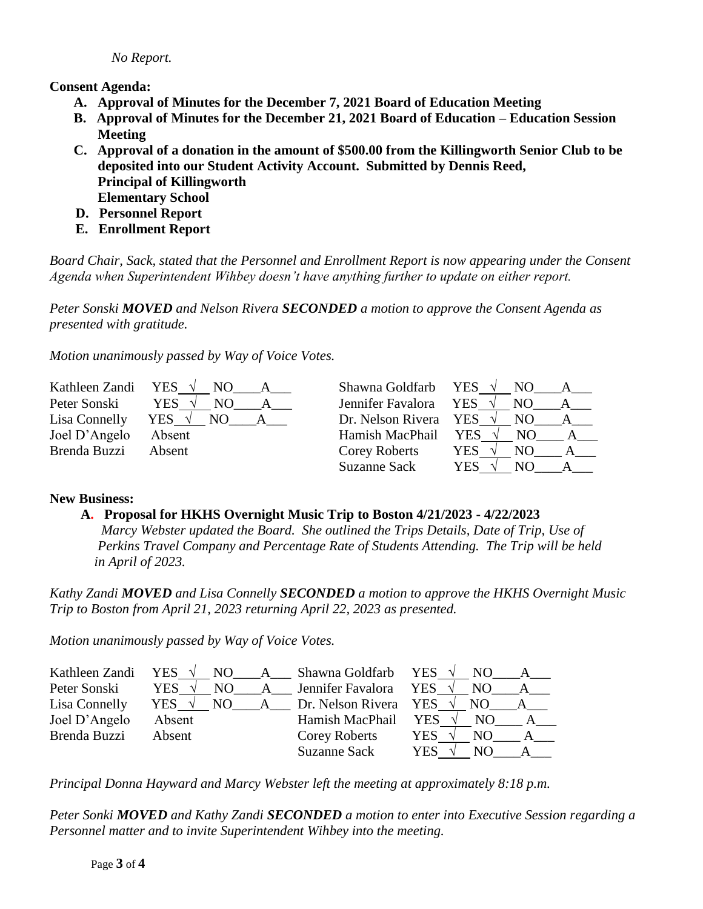*No Report.*

**Consent Agenda:**

- **A. Approval of Minutes for the December 7, 2021 Board of Education Meeting**
- **B. Approval of Minutes for the December 21, 2021 Board of Education – Education Session Meeting**
- **C. Approval of a donation in the amount of $500.00 from the Killingworth Senior Club to be deposited into our Student Activity Account. Submitted by Dennis Reed, Principal of Killingworth Elementary School**
- **D. Personnel Report**
- **E. Enrollment Report**

*Board Chair, Sack, stated that the Personnel and Enrollment Report is now appearing under the Consent Agenda when Superintendent Wihbey doesn't have anything further to update on either report.*

*Peter Sonski **MOVED** and Nelson Rivera **SECONDED** a motion to approve the Consent Agenda as presented with gratitude.*

*Motion unanimously passed by Way of Voice Votes.*

| | | | |
|---|---|---|---|
| Kathleen Zandi | YES √ NO\_\_\_\_A\_\_\_ | Shawna Goldfarb | YES √ NO\_\_\_\_A\_\_\_ |
| Peter Sonski | YES √ NO\_\_\_\_A\_\_\_ | Jennifer Favalora | YES √ NO\_\_\_\_A\_\_\_ |
| Lisa Connelly | YES √ NO\_\_\_\_A\_\_\_ | Dr. Nelson Rivera | YES √ NO\_\_\_\_A\_\_\_ |
| Joel D'Angelo | Absent | Hamish MacPhail | YES √ NO\_\_\_\_A\_\_\_ |
| Brenda Buzzi | Absent | Corey Roberts | YES √ NO\_\_\_\_A\_\_\_ |
| | | Suzanne Sack | YES √ NO\_\_\_\_A\_\_\_ |

**New Business:**

- **A. Proposal for HKHS Overnight Music Trip to Boston 4/21/2023 - 4/22/2023**
  *Marcy Webster updated the Board. She outlined the Trips Details, Date of Trip, Use of Perkins Travel Company and Percentage Rate of Students Attending. The Trip will be held in April of 2023.*

*Kathy Zandi **MOVED** and Lisa Connelly **SECONDED** a motion to approve the HKHS Overnight Music Trip to Boston from April 21, 2023 returning April 22, 2023 as presented.*

*Motion unanimously passed by Way of Voice Votes.*

| | | | |
|---|---|---|---|
| Kathleen Zandi | YES √ NO\_\_\_\_A\_\_\_ | Shawna Goldfarb | YES √ NO\_\_\_\_A\_\_\_ |
| Peter Sonski | YES √ NO\_\_\_\_A\_\_\_ | Jennifer Favalora | YES √ NO\_\_\_\_A\_\_\_ |
| Lisa Connelly | YES √ NO\_\_\_\_A\_\_\_ | Dr. Nelson Rivera | YES √ NO\_\_\_\_A\_\_\_ |
| Joel D'Angelo | Absent | Hamish MacPhail | YES √ NO\_\_\_\_A\_\_\_ |
| Brenda Buzzi | Absent | Corey Roberts | YES √ NO\_\_\_\_A\_\_\_ |
| | | Suzanne Sack | YES √ NO\_\_\_\_A\_\_\_ |

*Principal Donna Hayward and Marcy Webster left the meeting at approximately 8:18 p.m.*

*Peter Sonki **MOVED** and Kathy Zandi **SECONDED** a motion to enter into Executive Session regarding a Personnel matter and to invite Superintendent Wihbey into the meeting.*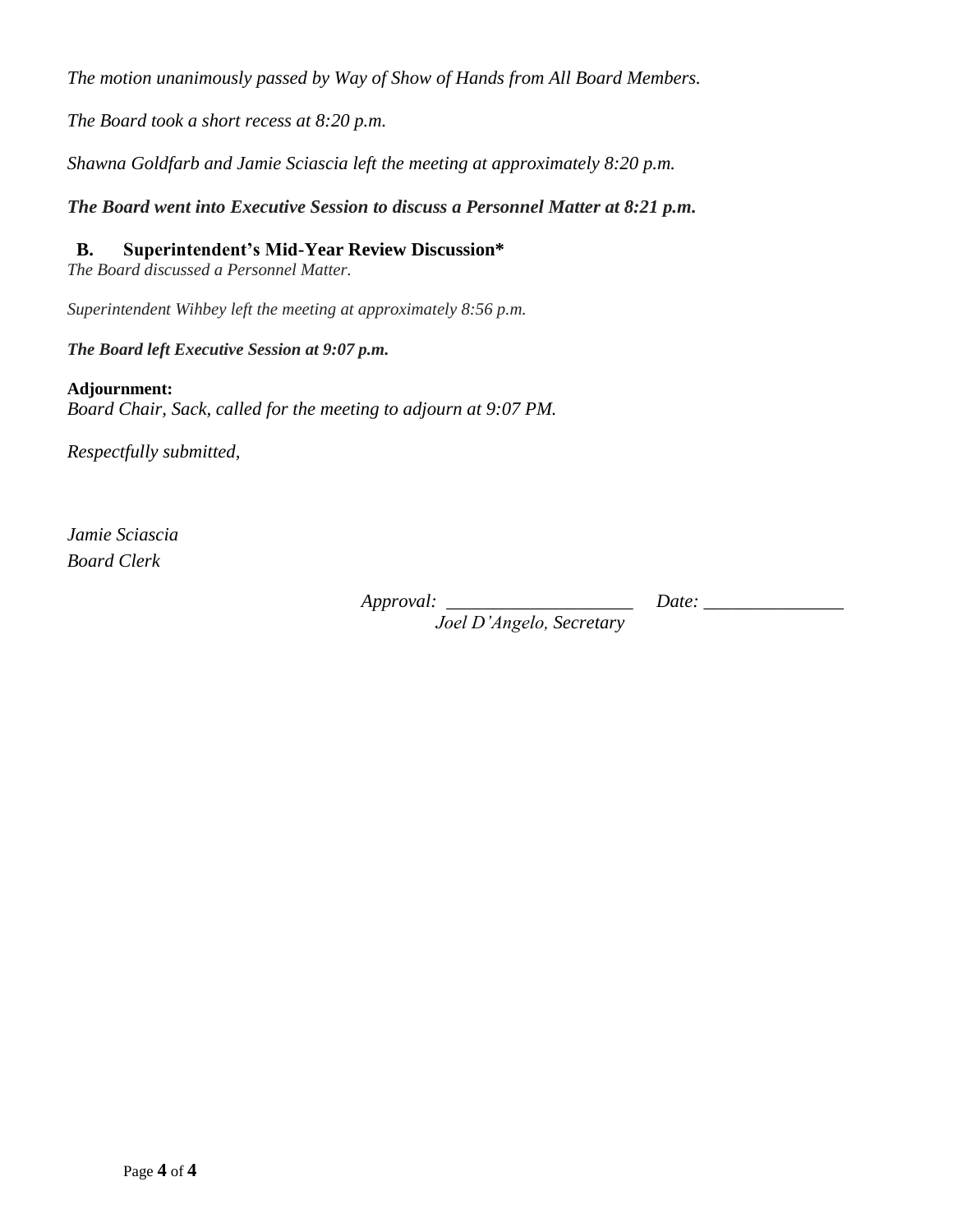*The motion unanimously passed by Way of Show of Hands from All Board Members.*

*The Board took a short recess at 8:20 p.m.*

*Shawna Goldfarb and Jamie Sciascia left the meeting at approximately 8:20 p.m.*

***The Board went into Executive Session to discuss a Personnel Matter at 8:21 p.m.***

**B. Superintendent's Mid-Year Review Discussion***

*The Board discussed a Personnel Matter.*

*Superintendent Wihbey left the meeting at approximately 8:56 p.m.*

***The Board left Executive Session at 9:07 p.m.***

**Adjournment:**
*Board Chair, Sack, called for the meeting to adjourn at 9:07 PM.*

*Respectfully submitted,*

*Jamie Sciascia*
*Board Clerk*

*Approval:* ____________________ *Date:* _______________
*Joel D'Angelo, Secretary*